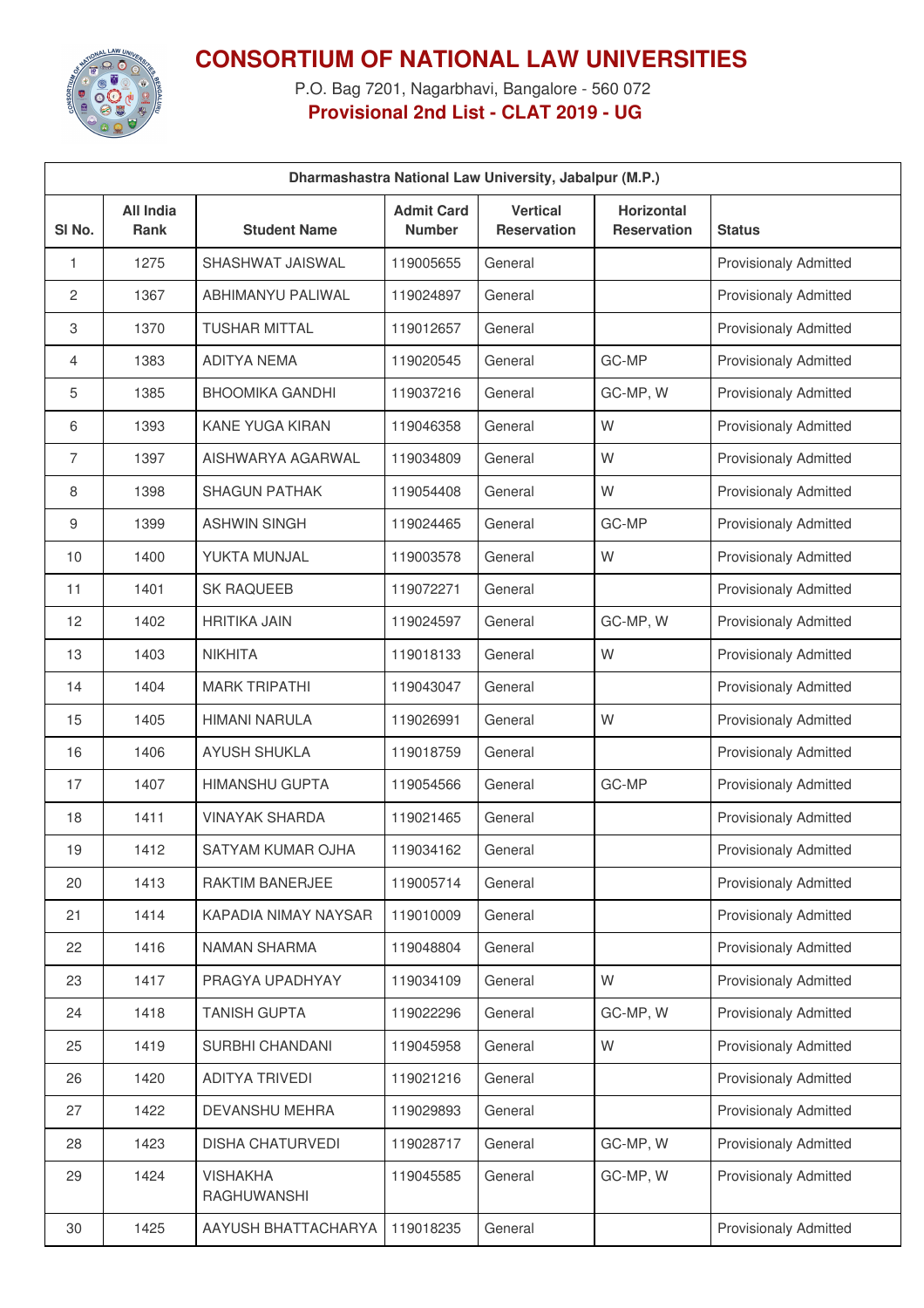# CONSORTIUM OF NATIONAL LAW UNIVERSITIES

P.O. Bag 7201, Nagarbhavi, Bangalore - 560 072

**Provisional 2nd List - CLAT 2019 - UG**

| Dharmashastra National Law University, Jabalpur (M.P.) | | | | | | |
|---|---|---|---|---|---|---|
| Sl No. | All India Rank | Student Name | Admit Card Number | Vertical Reservation | Horizontal Reservation | Status |
| 1 | 1275 | SHASHWAT JAISWAL | 119005655 | General | | Provisionaly Admitted |
| 2 | 1367 | ABHIMANYU PALIWAL | 119024897 | General | | Provisionaly Admitted |
| 3 | 1370 | TUSHAR MITTAL | 119012657 | General | | Provisionaly Admitted |
| 4 | 1383 | ADITYA NEMA | 119020545 | General | GC-MP | Provisionaly Admitted |
| 5 | 1385 | BHOOMIKA GANDHI | 119037216 | General | GC-MP, W | Provisionaly Admitted |
| 6 | 1393 | KANE YUGA KIRAN | 119046358 | General | W | Provisionaly Admitted |
| 7 | 1397 | AISHWARYA AGARWAL | 119034809 | General | W | Provisionaly Admitted |
| 8 | 1398 | SHAGUN PATHAK | 119054408 | General | W | Provisionaly Admitted |
| 9 | 1399 | ASHWIN SINGH | 119024465 | General | GC-MP | Provisionaly Admitted |
| 10 | 1400 | YUKTA MUNJAL | 119003578 | General | W | Provisionaly Admitted |
| 11 | 1401 | SK RAQUEEB | 119072271 | General | | Provisionaly Admitted |
| 12 | 1402 | HRITIKA JAIN | 119024597 | General | GC-MP, W | Provisionaly Admitted |
| 13 | 1403 | NIKHITA | 119018133 | General | W | Provisionaly Admitted |
| 14 | 1404 | MARK TRIPATHI | 119043047 | General | | Provisionaly Admitted |
| 15 | 1405 | HIMANI NARULA | 119026991 | General | W | Provisionaly Admitted |
| 16 | 1406 | AYUSH SHUKLA | 119018759 | General | | Provisionaly Admitted |
| 17 | 1407 | HIMANSHU GUPTA | 119054566 | General | GC-MP | Provisionaly Admitted |
| 18 | 1411 | VINAYAK SHARDA | 119021465 | General | | Provisionaly Admitted |
| 19 | 1412 | SATYAM KUMAR OJHA | 119034162 | General | | Provisionaly Admitted |
| 20 | 1413 | RAKTIM BANERJEE | 119005714 | General | | Provisionaly Admitted |
| 21 | 1414 | KAPADIA NIMAY NAYSAR | 119010009 | General | | Provisionaly Admitted |
| 22 | 1416 | NAMAN SHARMA | 119048804 | General | | Provisionaly Admitted |
| 23 | 1417 | PRAGYA UPADHYAY | 119034109 | General | W | Provisionaly Admitted |
| 24 | 1418 | TANISH GUPTA | 119022296 | General | GC-MP, W | Provisionaly Admitted |
| 25 | 1419 | SURBHI CHANDANI | 119045958 | General | W | Provisionaly Admitted |
| 26 | 1420 | ADITYA TRIVEDI | 119021216 | General | | Provisionaly Admitted |
| 27 | 1422 | DEVANSHU MEHRA | 119029893 | General | | Provisionaly Admitted |
| 28 | 1423 | DISHA CHATURVEDI | 119028717 | General | GC-MP, W | Provisionaly Admitted |
| 29 | 1424 | VISHAKHA RAGHUWANSHI | 119045585 | General | GC-MP, W | Provisionaly Admitted |
| 30 | 1425 | AAYUSH BHATTACHARYA | 119018235 | General | | Provisionaly Admitted |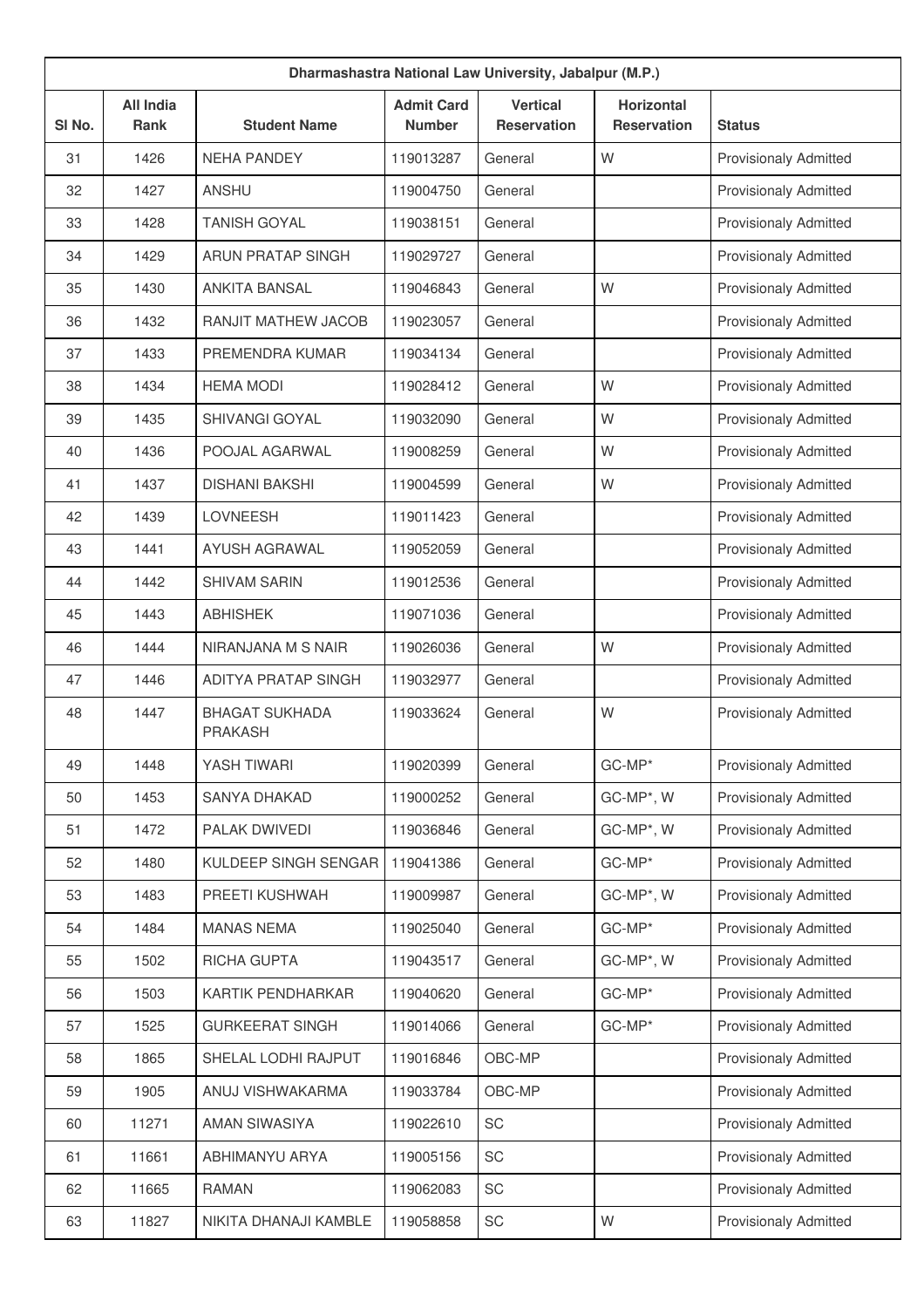| Dharmashastra National Law University, Jabalpur (M.P.) | | | | | | |
|---|---|---|---|---|---|---|
| Sl No. | All India Rank | Student Name | Admit Card Number | Vertical Reservation | Horizontal Reservation | Status |
| 31 | 1426 | NEHA PANDEY | 119013287 | General | W | Provisionaly Admitted |
| 32 | 1427 | ANSHU | 119004750 | General | | Provisionaly Admitted |
| 33 | 1428 | TANISH GOYAL | 119038151 | General | | Provisionaly Admitted |
| 34 | 1429 | ARUN PRATAP SINGH | 119029727 | General | | Provisionaly Admitted |
| 35 | 1430 | ANKITA BANSAL | 119046843 | General | W | Provisionaly Admitted |
| 36 | 1432 | RANJIT MATHEW JACOB | 119023057 | General | | Provisionaly Admitted |
| 37 | 1433 | PREMENDRA KUMAR | 119034134 | General | | Provisionaly Admitted |
| 38 | 1434 | HEMA MODI | 119028412 | General | W | Provisionaly Admitted |
| 39 | 1435 | SHIVANGI GOYAL | 119032090 | General | W | Provisionaly Admitted |
| 40 | 1436 | POOJAL AGARWAL | 119008259 | General | W | Provisionaly Admitted |
| 41 | 1437 | DISHANI BAKSHI | 119004599 | General | W | Provisionaly Admitted |
| 42 | 1439 | LOVNEESH | 119011423 | General | | Provisionaly Admitted |
| 43 | 1441 | AYUSH AGRAWAL | 119052059 | General | | Provisionaly Admitted |
| 44 | 1442 | SHIVAM SARIN | 119012536 | General | | Provisionaly Admitted |
| 45 | 1443 | ABHISHEK | 119071036 | General | | Provisionaly Admitted |
| 46 | 1444 | NIRANJANA M S NAIR | 119026036 | General | W | Provisionaly Admitted |
| 47 | 1446 | ADITYA PRATAP SINGH | 119032977 | General | | Provisionaly Admitted |
| 48 | 1447 | BHAGAT SUKHADA PRAKASH | 119033624 | General | W | Provisionaly Admitted |
| 49 | 1448 | YASH TIWARI | 119020399 | General | GC-MP* | Provisionaly Admitted |
| 50 | 1453 | SANYA DHAKAD | 119000252 | General | GC-MP*, W | Provisionaly Admitted |
| 51 | 1472 | PALAK DWIVEDI | 119036846 | General | GC-MP*, W | Provisionaly Admitted |
| 52 | 1480 | KULDEEP SINGH SENGAR | 119041386 | General | GC-MP* | Provisionaly Admitted |
| 53 | 1483 | PREETI KUSHWAH | 119009987 | General | GC-MP*, W | Provisionaly Admitted |
| 54 | 1484 | MANAS NEMA | 119025040 | General | GC-MP* | Provisionaly Admitted |
| 55 | 1502 | RICHA GUPTA | 119043517 | General | GC-MP*, W | Provisionaly Admitted |
| 56 | 1503 | KARTIK PENDHARKAR | 119040620 | General | GC-MP* | Provisionaly Admitted |
| 57 | 1525 | GURKEERAT SINGH | 119014066 | General | GC-MP* | Provisionaly Admitted |
| 58 | 1865 | SHELAL LODHI RAJPUT | 119016846 | OBC-MP | | Provisionaly Admitted |
| 59 | 1905 | ANUJ VISHWAKARMA | 119033784 | OBC-MP | | Provisionaly Admitted |
| 60 | 11271 | AMAN SIWASIYA | 119022610 | SC | | Provisionaly Admitted |
| 61 | 11661 | ABHIMANYU ARYA | 119005156 | SC | | Provisionaly Admitted |
| 62 | 11665 | RAMAN | 119062083 | SC | | Provisionaly Admitted |
| 63 | 11827 | NIKITA DHANAJI KAMBLE | 119058858 | SC | W | Provisionaly Admitted |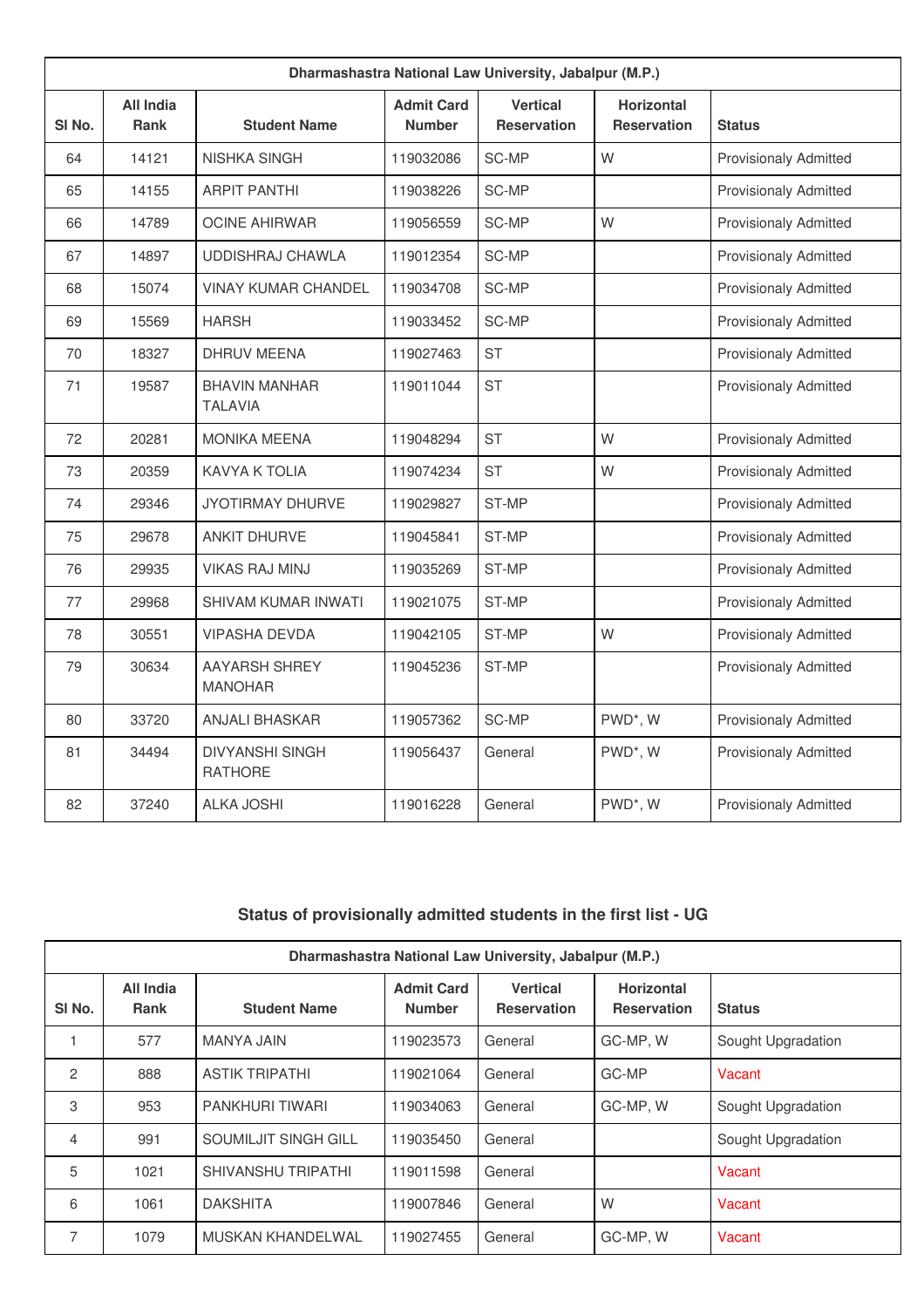| Dharmashastra National Law University, Jabalpur (M.P.) | | | | | | |
|---|---|---|---|---|---|---|
| Sl No. | All India Rank | Student Name | Admit Card Number | Vertical Reservation | Horizontal Reservation | Status |
| 64 | 14121 | NISHKA SINGH | 119032086 | SC-MP | W | Provisionaly Admitted |
| 65 | 14155 | ARPIT PANTHI | 119038226 | SC-MP | | Provisionaly Admitted |
| 66 | 14789 | OCINE AHIRWAR | 119056559 | SC-MP | W | Provisionaly Admitted |
| 67 | 14897 | UDDISHRAJ CHAWLA | 119012354 | SC-MP | | Provisionaly Admitted |
| 68 | 15074 | VINAY KUMAR CHANDEL | 119034708 | SC-MP | | Provisionaly Admitted |
| 69 | 15569 | HARSH | 119033452 | SC-MP | | Provisionaly Admitted |
| 70 | 18327 | DHRUV MEENA | 119027463 | ST | | Provisionaly Admitted |
| 71 | 19587 | BHAVIN MANHAR TALAVIA | 119011044 | ST | | Provisionaly Admitted |
| 72 | 20281 | MONIKA MEENA | 119048294 | ST | W | Provisionaly Admitted |
| 73 | 20359 | KAVYA K TOLIA | 119074234 | ST | W | Provisionaly Admitted |
| 74 | 29346 | JYOTIRMAY DHURVE | 119029827 | ST-MP | | Provisionaly Admitted |
| 75 | 29678 | ANKIT DHURVE | 119045841 | ST-MP | | Provisionaly Admitted |
| 76 | 29935 | VIKAS RAJ MINJ | 119035269 | ST-MP | | Provisionaly Admitted |
| 77 | 29968 | SHIVAM KUMAR INWATI | 119021075 | ST-MP | | Provisionaly Admitted |
| 78 | 30551 | VIPASHA DEVDA | 119042105 | ST-MP | W | Provisionaly Admitted |
| 79 | 30634 | AAYARSH SHREY MANOHAR | 119045236 | ST-MP | | Provisionaly Admitted |
| 80 | 33720 | ANJALI BHASKAR | 119057362 | SC-MP | PWD*, W | Provisionaly Admitted |
| 81 | 34494 | DIVYANSHI SINGH RATHORE | 119056437 | General | PWD*, W | Provisionaly Admitted |
| 82 | 37240 | ALKA JOSHI | 119016228 | General | PWD*, W | Provisionaly Admitted |

## Status of provisionally admitted students in the first list - UG

| Dharmashastra National Law University, Jabalpur (M.P.) | | | | | | |
|---|---|---|---|---|---|---|
| Sl No. | All India Rank | Student Name | Admit Card Number | Vertical Reservation | Horizontal Reservation | Status |
| 1 | 577 | MANYA JAIN | 119023573 | General | GC-MP, W | Sought Upgradation |
| 2 | 888 | ASTIK TRIPATHI | 119021064 | General | GC-MP | Vacant |
| 3 | 953 | PANKHURI TIWARI | 119034063 | General | GC-MP, W | Sought Upgradation |
| 4 | 991 | SOUMILJIT SINGH GILL | 119035450 | General | | Sought Upgradation |
| 5 | 1021 | SHIVANSHU TRIPATHI | 119011598 | General | | Vacant |
| 6 | 1061 | DAKSHITA | 119007846 | General | W | Vacant |
| 7 | 1079 | MUSKAN KHANDELWAL | 119027455 | General | GC-MP, W | Vacant |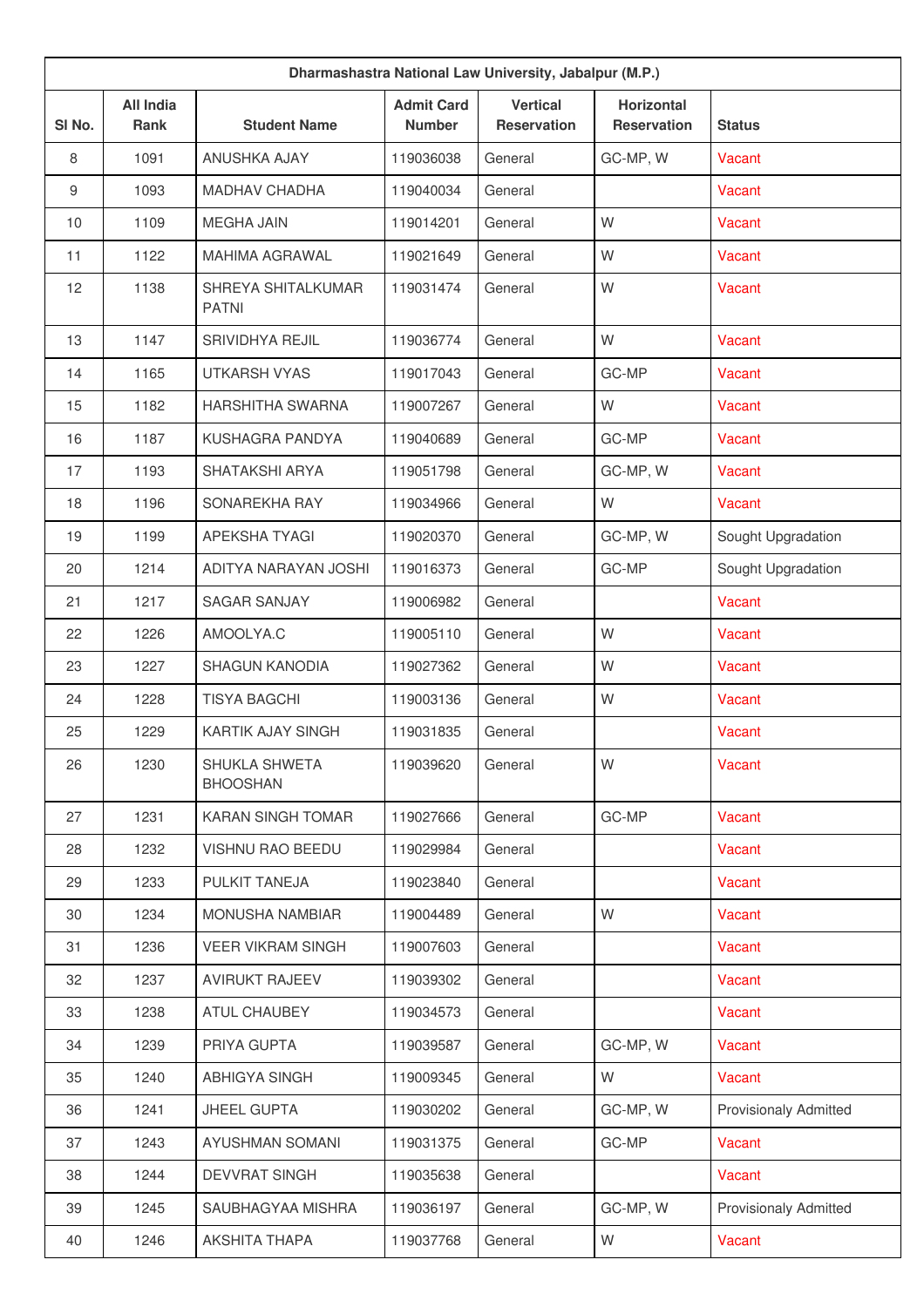| Dharmashastra National Law University, Jabalpur (M.P.) | | | | | | |
|---|---|---|---|---|---|---|
| Sl No. | All India Rank | Student Name | Admit Card Number | Vertical Reservation | Horizontal Reservation | Status |
| 8 | 1091 | ANUSHKA AJAY | 119036038 | General | GC-MP, W | Vacant |
| 9 | 1093 | MADHAV CHADHA | 119040034 | General | | Vacant |
| 10 | 1109 | MEGHA JAIN | 119014201 | General | W | Vacant |
| 11 | 1122 | MAHIMA AGRAWAL | 119021649 | General | W | Vacant |
| 12 | 1138 | SHREYA SHITALKUMAR PATNI | 119031474 | General | W | Vacant |
| 13 | 1147 | SRIVIDHYA REJIL | 119036774 | General | W | Vacant |
| 14 | 1165 | UTKARSH VYAS | 119017043 | General | GC-MP | Vacant |
| 15 | 1182 | HARSHITHA SWARNA | 119007267 | General | W | Vacant |
| 16 | 1187 | KUSHAGRA PANDYA | 119040689 | General | GC-MP | Vacant |
| 17 | 1193 | SHATAKSHI ARYA | 119051798 | General | GC-MP, W | Vacant |
| 18 | 1196 | SONAREKHA RAY | 119034966 | General | W | Vacant |
| 19 | 1199 | APEKSHA TYAGI | 119020370 | General | GC-MP, W | Sought Upgradation |
| 20 | 1214 | ADITYA NARAYAN JOSHI | 119016373 | General | GC-MP | Sought Upgradation |
| 21 | 1217 | SAGAR SANJAY | 119006982 | General | | Vacant |
| 22 | 1226 | AMOOLYA.C | 119005110 | General | W | Vacant |
| 23 | 1227 | SHAGUN KANODIA | 119027362 | General | W | Vacant |
| 24 | 1228 | TISYA BAGCHI | 119003136 | General | W | Vacant |
| 25 | 1229 | KARTIK AJAY SINGH | 119031835 | General | | Vacant |
| 26 | 1230 | SHUKLA SHWETA BHOOSHAN | 119039620 | General | W | Vacant |
| 27 | 1231 | KARAN SINGH TOMAR | 119027666 | General | GC-MP | Vacant |
| 28 | 1232 | VISHNU RAO BEEDU | 119029984 | General | | Vacant |
| 29 | 1233 | PULKIT TANEJA | 119023840 | General | | Vacant |
| 30 | 1234 | MONUSHA NAMBIAR | 119004489 | General | W | Vacant |
| 31 | 1236 | VEER VIKRAM SINGH | 119007603 | General | | Vacant |
| 32 | 1237 | AVIRUKT RAJEEV | 119039302 | General | | Vacant |
| 33 | 1238 | ATUL CHAUBEY | 119034573 | General | | Vacant |
| 34 | 1239 | PRIYA GUPTA | 119039587 | General | GC-MP, W | Vacant |
| 35 | 1240 | ABHIGYA SINGH | 119009345 | General | W | Vacant |
| 36 | 1241 | JHEEL GUPTA | 119030202 | General | GC-MP, W | Provisionaly Admitted |
| 37 | 1243 | AYUSHMAN SOMANI | 119031375 | General | GC-MP | Vacant |
| 38 | 1244 | DEVVRAT SINGH | 119035638 | General | | Vacant |
| 39 | 1245 | SAUBHAGYAA MISHRA | 119036197 | General | GC-MP, W | Provisionaly Admitted |
| 40 | 1246 | AKSHITA THAPA | 119037768 | General | W | Vacant |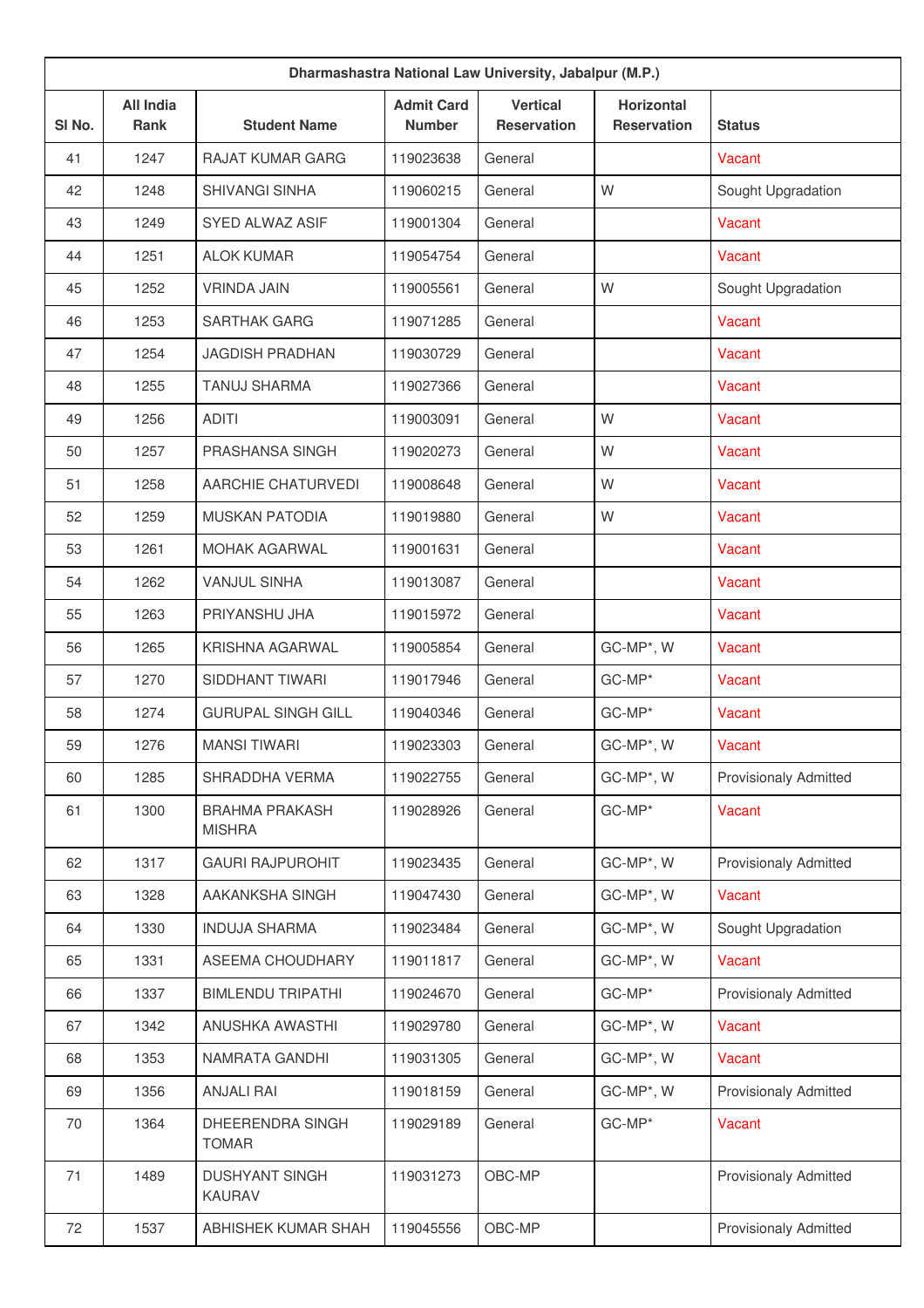| Dharmashastra National Law University, Jabalpur (M.P.) | | | | | | |
|---|---|---|---|---|---|---|
| Sl No. | All India Rank | Student Name | Admit Card Number | Vertical Reservation | Horizontal Reservation | Status |
| 41 | 1247 | RAJAT KUMAR GARG | 119023638 | General | | Vacant |
| 42 | 1248 | SHIVANGI SINHA | 119060215 | General | W | Sought Upgradation |
| 43 | 1249 | SYED ALWAZ ASIF | 119001304 | General | | Vacant |
| 44 | 1251 | ALOK KUMAR | 119054754 | General | | Vacant |
| 45 | 1252 | VRINDA JAIN | 119005561 | General | W | Sought Upgradation |
| 46 | 1253 | SARTHAK GARG | 119071285 | General | | Vacant |
| 47 | 1254 | JAGDISH PRADHAN | 119030729 | General | | Vacant |
| 48 | 1255 | TANUJ SHARMA | 119027366 | General | | Vacant |
| 49 | 1256 | ADITI | 119003091 | General | W | Vacant |
| 50 | 1257 | PRASHANSA SINGH | 119020273 | General | W | Vacant |
| 51 | 1258 | AARCHIE CHATURVEDI | 119008648 | General | W | Vacant |
| 52 | 1259 | MUSKAN PATODIA | 119019880 | General | W | Vacant |
| 53 | 1261 | MOHAK AGARWAL | 119001631 | General | | Vacant |
| 54 | 1262 | VANJUL SINHA | 119013087 | General | | Vacant |
| 55 | 1263 | PRIYANSHU JHA | 119015972 | General | | Vacant |
| 56 | 1265 | KRISHNA AGARWAL | 119005854 | General | GC-MP*, W | Vacant |
| 57 | 1270 | SIDDHANT TIWARI | 119017946 | General | GC-MP* | Vacant |
| 58 | 1274 | GURUPAL SINGH GILL | 119040346 | General | GC-MP* | Vacant |
| 59 | 1276 | MANSI TIWARI | 119023303 | General | GC-MP*, W | Vacant |
| 60 | 1285 | SHRADDHA VERMA | 119022755 | General | GC-MP*, W | Provisionaly Admitted |
| 61 | 1300 | BRAHMA PRAKASH MISHRA | 119028926 | General | GC-MP* | Vacant |
| 62 | 1317 | GAURI RAJPUROHIT | 119023435 | General | GC-MP*, W | Provisionaly Admitted |
| 63 | 1328 | AAKANKSHA SINGH | 119047430 | General | GC-MP*, W | Vacant |
| 64 | 1330 | INDUJA SHARMA | 119023484 | General | GC-MP*, W | Sought Upgradation |
| 65 | 1331 | ASEEMA CHOUDHARY | 119011817 | General | GC-MP*, W | Vacant |
| 66 | 1337 | BIMLENDU TRIPATHI | 119024670 | General | GC-MP* | Provisionaly Admitted |
| 67 | 1342 | ANUSHKA AWASTHI | 119029780 | General | GC-MP*, W | Vacant |
| 68 | 1353 | NAMRATA GANDHI | 119031305 | General | GC-MP*, W | Vacant |
| 69 | 1356 | ANJALI RAI | 119018159 | General | GC-MP*, W | Provisionaly Admitted |
| 70 | 1364 | DHEERENDRA SINGH TOMAR | 119029189 | General | GC-MP* | Vacant |
| 71 | 1489 | DUSHYANT SINGH KAURAV | 119031273 | OBC-MP | | Provisionaly Admitted |
| 72 | 1537 | ABHISHEK KUMAR SHAH | 119045556 | OBC-MP | | Provisionaly Admitted |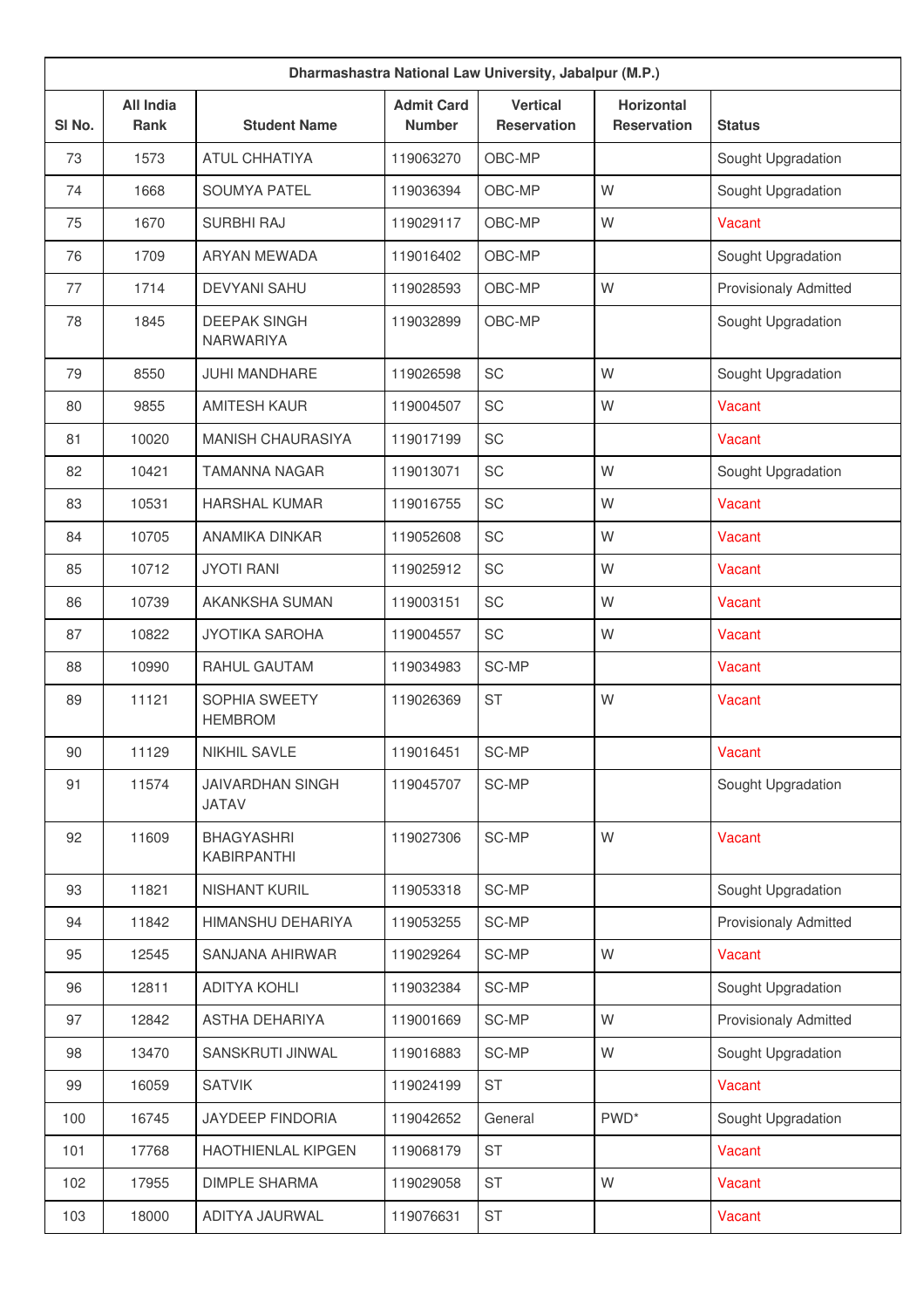| Dharmashastra National Law University, Jabalpur (M.P.) | | | | | | |
|---|---|---|---|---|---|---|
| Sl No. | All India Rank | Student Name | Admit Card Number | Vertical Reservation | Horizontal Reservation | Status |
| 73 | 1573 | ATUL CHHATIYA | 119063270 | OBC-MP | | Sought Upgradation |
| 74 | 1668 | SOUMYA PATEL | 119036394 | OBC-MP | W | Sought Upgradation |
| 75 | 1670 | SURBHI RAJ | 119029117 | OBC-MP | W | Vacant |
| 76 | 1709 | ARYAN MEWADA | 119016402 | OBC-MP | | Sought Upgradation |
| 77 | 1714 | DEVYANI SAHU | 119028593 | OBC-MP | W | Provisionaly Admitted |
| 78 | 1845 | DEEPAK SINGH NARWARIYA | 119032899 | OBC-MP | | Sought Upgradation |
| 79 | 8550 | JUHI MANDHARE | 119026598 | SC | W | Sought Upgradation |
| 80 | 9855 | AMITESH KAUR | 119004507 | SC | W | Vacant |
| 81 | 10020 | MANISH CHAURASIYA | 119017199 | SC | | Vacant |
| 82 | 10421 | TAMANNA NAGAR | 119013071 | SC | W | Sought Upgradation |
| 83 | 10531 | HARSHAL KUMAR | 119016755 | SC | W | Vacant |
| 84 | 10705 | ANAMIKA DINKAR | 119052608 | SC | W | Vacant |
| 85 | 10712 | JYOTI RANI | 119025912 | SC | W | Vacant |
| 86 | 10739 | AKANKSHA SUMAN | 119003151 | SC | W | Vacant |
| 87 | 10822 | JYOTIKA SAROHA | 119004557 | SC | W | Vacant |
| 88 | 10990 | RAHUL GAUTAM | 119034983 | SC-MP | | Vacant |
| 89 | 11121 | SOPHIA SWEETY HEMBROM | 119026369 | ST | W | Vacant |
| 90 | 11129 | NIKHIL SAVLE | 119016451 | SC-MP | | Vacant |
| 91 | 11574 | JAIVARDHAN SINGH JATAV | 119045707 | SC-MP | | Sought Upgradation |
| 92 | 11609 | BHAGYASHRI KABIRPANTHI | 119027306 | SC-MP | W | Vacant |
| 93 | 11821 | NISHANT KURIL | 119053318 | SC-MP | | Sought Upgradation |
| 94 | 11842 | HIMANSHU DEHARIYA | 119053255 | SC-MP | | Provisionaly Admitted |
| 95 | 12545 | SANJANA AHIRWAR | 119029264 | SC-MP | W | Vacant |
| 96 | 12811 | ADITYA KOHLI | 119032384 | SC-MP | | Sought Upgradation |
| 97 | 12842 | ASTHA DEHARIYA | 119001669 | SC-MP | W | Provisionaly Admitted |
| 98 | 13470 | SANSKRUTI JINWAL | 119016883 | SC-MP | W | Sought Upgradation |
| 99 | 16059 | SATVIK | 119024199 | ST | | Vacant |
| 100 | 16745 | JAYDEEP FINDORIA | 119042652 | General | PWD* | Sought Upgradation |
| 101 | 17768 | HAOTHIENLAL KIPGEN | 119068179 | ST | | Vacant |
| 102 | 17955 | DIMPLE SHARMA | 119029058 | ST | W | Vacant |
| 103 | 18000 | ADITYA JAURWAL | 119076631 | ST | | Vacant |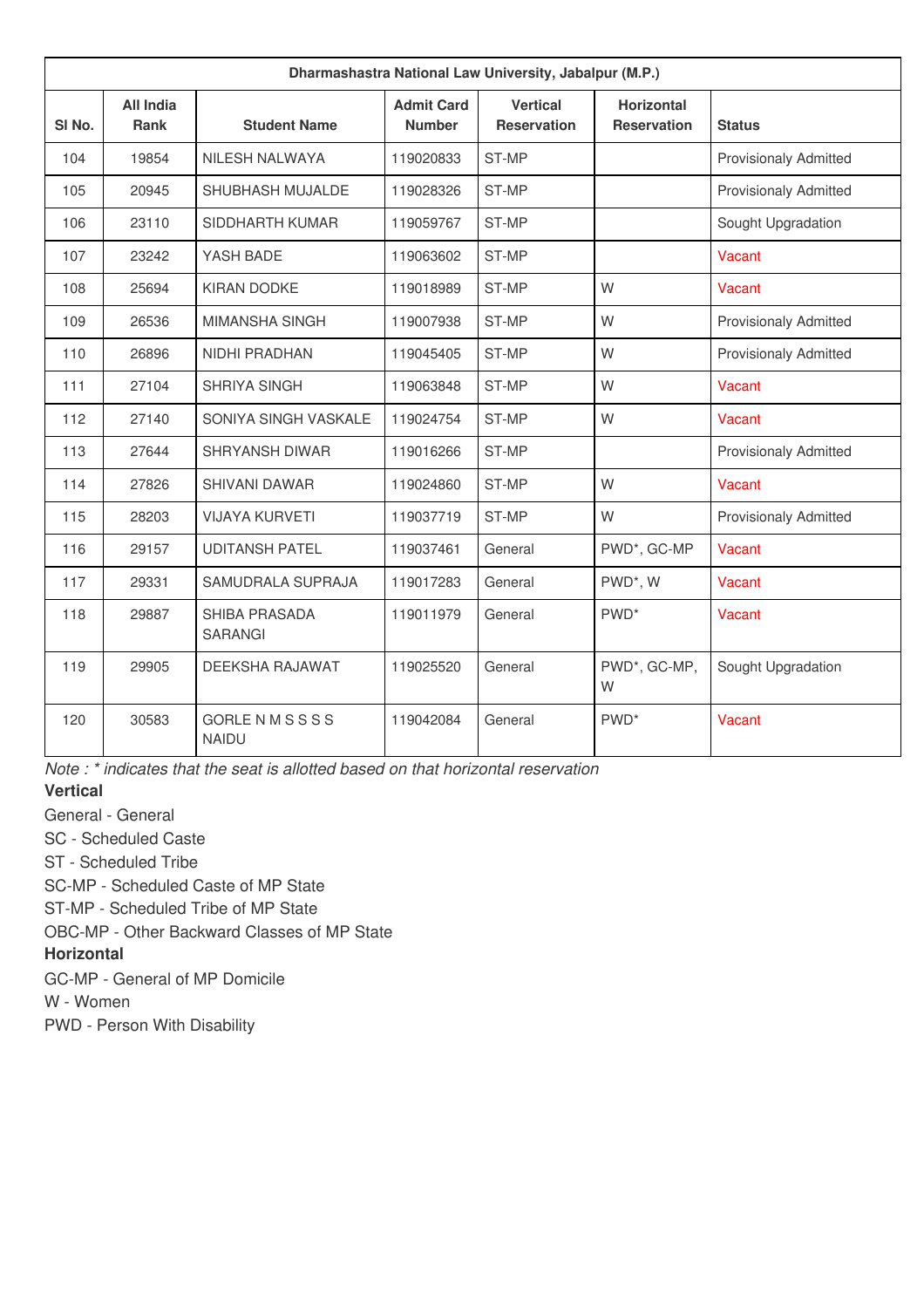| Dharmashastra National Law University, Jabalpur (M.P.) | | | | | | |
|---|---|---|---|---|---|---|
| Sl No. | All India Rank | Student Name | Admit Card Number | Vertical Reservation | Horizontal Reservation | Status |
| 104 | 19854 | NILESH NALWAYA | 119020833 | ST-MP | | Provisionaly Admitted |
| 105 | 20945 | SHUBHASH MUJALDE | 119028326 | ST-MP | | Provisionaly Admitted |
| 106 | 23110 | SIDDHARTH KUMAR | 119059767 | ST-MP | | Sought Upgradation |
| 107 | 23242 | YASH BADE | 119063602 | ST-MP | | Vacant |
| 108 | 25694 | KIRAN DODKE | 119018989 | ST-MP | W | Vacant |
| 109 | 26536 | MIMANSHA SINGH | 119007938 | ST-MP | W | Provisionaly Admitted |
| 110 | 26896 | NIDHI PRADHAN | 119045405 | ST-MP | W | Provisionaly Admitted |
| 111 | 27104 | SHRIYA SINGH | 119063848 | ST-MP | W | Vacant |
| 112 | 27140 | SONIYA SINGH VASKALE | 119024754 | ST-MP | W | Vacant |
| 113 | 27644 | SHRYANSH DIWAR | 119016266 | ST-MP | | Provisionaly Admitted |
| 114 | 27826 | SHIVANI DAWAR | 119024860 | ST-MP | W | Vacant |
| 115 | 28203 | VIJAYA KURVETI | 119037719 | ST-MP | W | Provisionaly Admitted |
| 116 | 29157 | UDITANSH PATEL | 119037461 | General | PWD*, GC-MP | Vacant |
| 117 | 29331 | SAMUDRALA SUPRAJA | 119017283 | General | PWD*, W | Vacant |
| 118 | 29887 | SHIBA PRASADA SARANGI | 119011979 | General | PWD* | Vacant |
| 119 | 29905 | DEEKSHA RAJAWAT | 119025520 | General | PWD*, GC-MP, W | Sought Upgradation |
| 120 | 30583 | GORLE N M S S S S NAIDU | 119042084 | General | PWD* | Vacant |

*Note : * indicates that the seat is allotted based on that horizontal reservation*

**Vertical**

General - General

SC - Scheduled Caste

ST - Scheduled Tribe

SC-MP - Scheduled Caste of MP State

ST-MP - Scheduled Tribe of MP State

OBC-MP - Other Backward Classes of MP State

**Horizontal**

GC-MP - General of MP Domicile

W - Women

PWD - Person With Disability